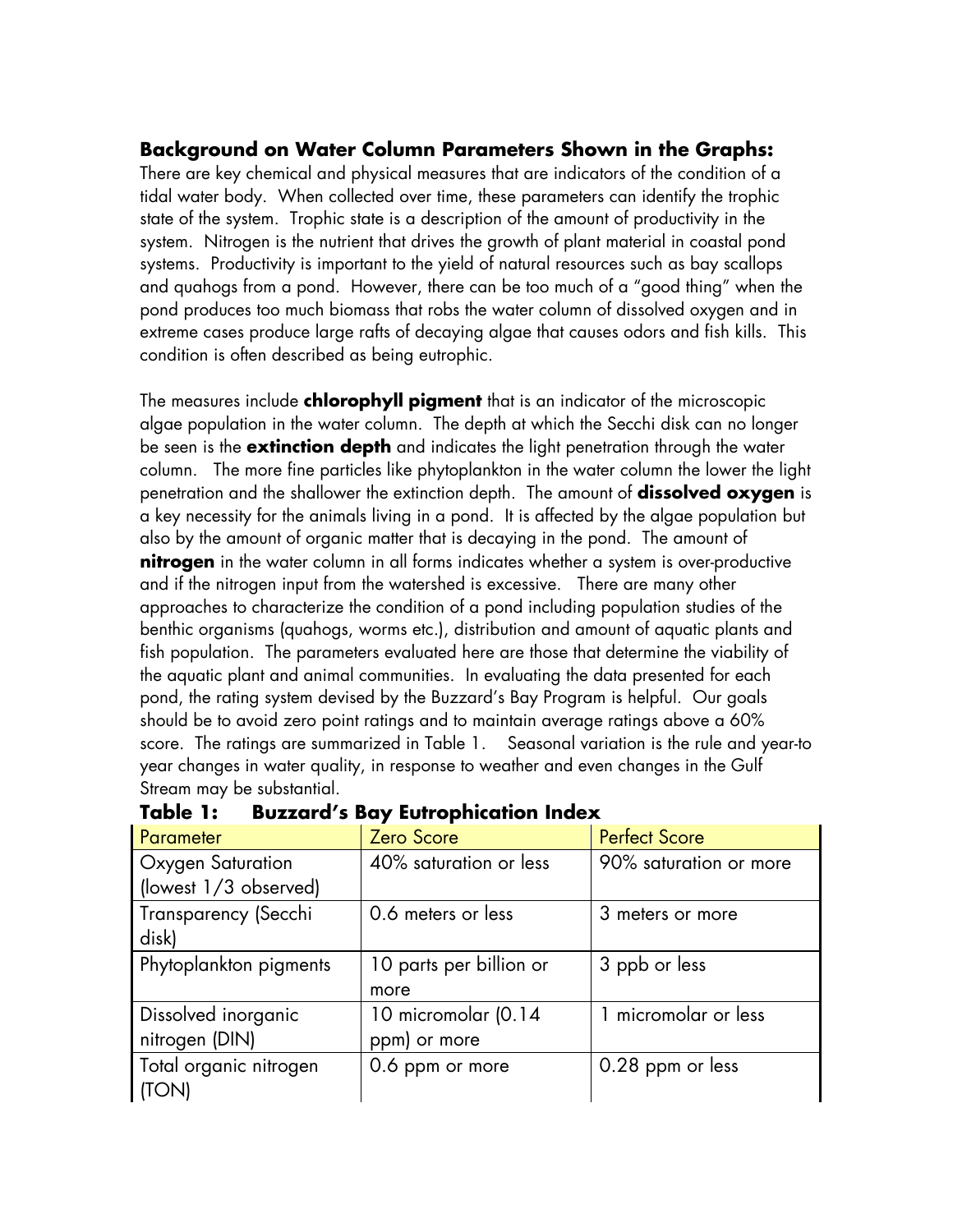### Background on Water Column Parameters Shown in the Graphs:

There are key chemical and physical measures that are indicators of the condition of a tidal water body. When collected over time, these parameters can identify the trophic state of the system. Trophic state is a description of the amount of productivity in the system. Nitrogen is the nutrient that drives the growth of plant material in coastal pond systems. Productivity is important to the yield of natural resources such as bay scallops and quahogs from a pond. However, there can be too much of a "good thing" when the pond produces too much biomass that robs the water column of dissolved oxygen and in extreme cases produce large rafts of decaying algae that causes odors and fish kills. This condition is often described as being eutrophic.

The measures include **chlorophyll pigment** that is an indicator of the microscopic algae population in the water column. The depth at which the Secchi disk can no longer be seen is the **extinction depth** and indicates the light penetration through the water column. The more fine particles like phytoplankton in the water column the lower the light penetration and the shallower the extinction depth. The amount of **dissolved oxygen** is a key necessity for the animals living in a pond. It is affected by the algae population but also by the amount of organic matter that is decaying in the pond. The amount of **nitrogen** in the water column in all forms indicates whether a system is over-productive and if the nitrogen input from the watershed is excessive. There are many other approaches to characterize the condition of a pond including population studies of the benthic organisms (quahogs, worms etc.), distribution and amount of aquatic plants and fish population. The parameters evaluated here are those that determine the viability of the aquatic plant and animal communities. In evaluating the data presented for each pond, the rating system devised by the Buzzard's Bay Program is helpful. Our goals should be to avoid zero point ratings and to maintain average ratings above a 60% score. The ratings are summarized in Table 1. Seasonal variation is the rule and year-to year changes in water quality, in response to weather and even changes in the Gulf Stream may be substantial.

**Table 1: Buzzard's Bay Eutrophication Index**

| Parameter | Zero Score | Perfect Score |
|---|---|---|
| Oxygen Saturation (lowest 1/3 observed) | 40% saturation or less | 90% saturation or more |
| Transparency (Secchi disk) | 0.6 meters or less | 3 meters or more |
| Phytoplankton pigments | 10 parts per billion or more | 3 ppb or less |
| Dissolved inorganic nitrogen (DIN) | 10 micromolar (0.14 ppm) or more | 1 micromolar or less |
| Total organic nitrogen (TON) | 0.6 ppm or more | 0.28 ppm or less |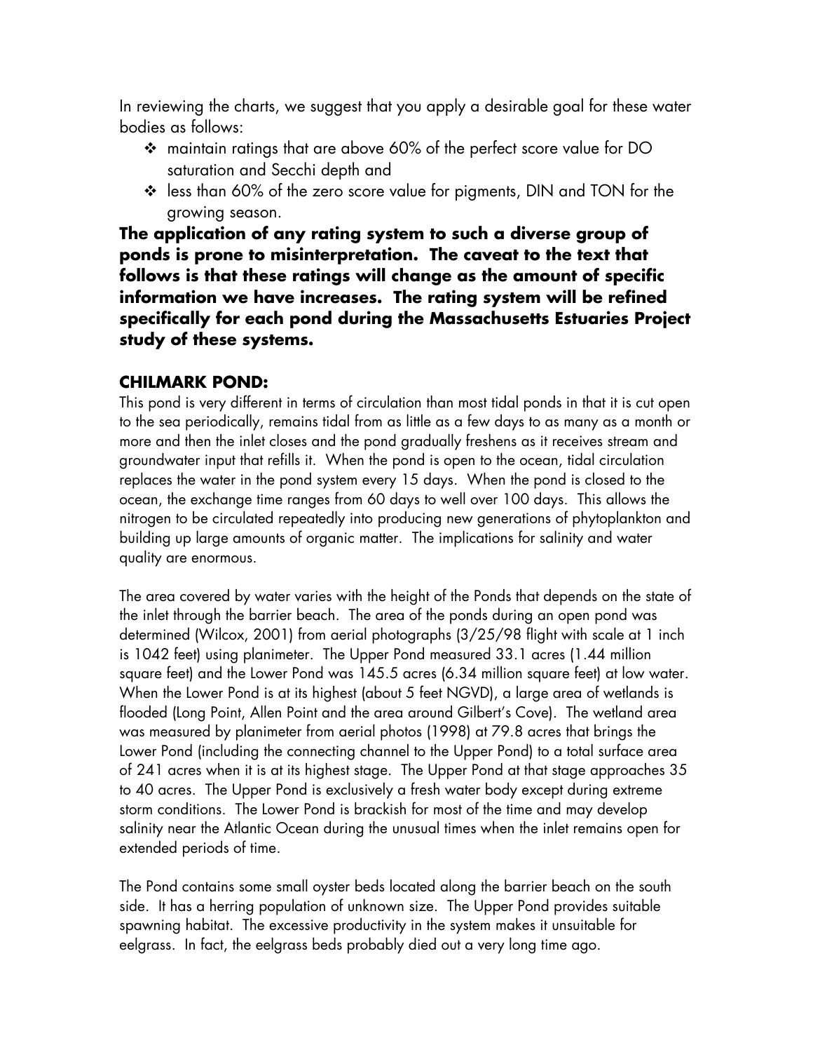In reviewing the charts, we suggest that you apply a desirable goal for these water bodies as follows:

- maintain ratings that are above 60% of the perfect score value for DO saturation and Secchi depth and
- less than 60% of the zero score value for pigments, DIN and TON for the growing season.

**The application of any rating system to such a diverse group of ponds is prone to misinterpretation. The caveat to the text that follows is that these ratings will change as the amount of specific information we have increases. The rating system will be refined specifically for each pond during the Massachusetts Estuaries Project study of these systems.**

### CHILMARK POND:

This pond is very different in terms of circulation than most tidal ponds in that it is cut open to the sea periodically, remains tidal from as little as a few days to as many as a month or more and then the inlet closes and the pond gradually freshens as it receives stream and groundwater input that refills it. When the pond is open to the ocean, tidal circulation replaces the water in the pond system every 15 days. When the pond is closed to the ocean, the exchange time ranges from 60 days to well over 100 days. This allows the nitrogen to be circulated repeatedly into producing new generations of phytoplankton and building up large amounts of organic matter. The implications for salinity and water quality are enormous.

The area covered by water varies with the height of the Ponds that depends on the state of the inlet through the barrier beach. The area of the ponds during an open pond was determined (Wilcox, 2001) from aerial photographs (3/25/98 flight with scale at 1 inch is 1042 feet) using planimeter. The Upper Pond measured 33.1 acres (1.44 million square feet) and the Lower Pond was 145.5 acres (6.34 million square feet) at low water. When the Lower Pond is at its highest (about 5 feet NGVD), a large area of wetlands is flooded (Long Point, Allen Point and the area around Gilbert's Cove). The wetland area was measured by planimeter from aerial photos (1998) at 79.8 acres that brings the Lower Pond (including the connecting channel to the Upper Pond) to a total surface area of 241 acres when it is at its highest stage. The Upper Pond at that stage approaches 35 to 40 acres. The Upper Pond is exclusively a fresh water body except during extreme storm conditions. The Lower Pond is brackish for most of the time and may develop salinity near the Atlantic Ocean during the unusual times when the inlet remains open for extended periods of time.

The Pond contains some small oyster beds located along the barrier beach on the south side. It has a herring population of unknown size. The Upper Pond provides suitable spawning habitat. The excessive productivity in the system makes it unsuitable for eelgrass. In fact, the eelgrass beds probably died out a very long time ago.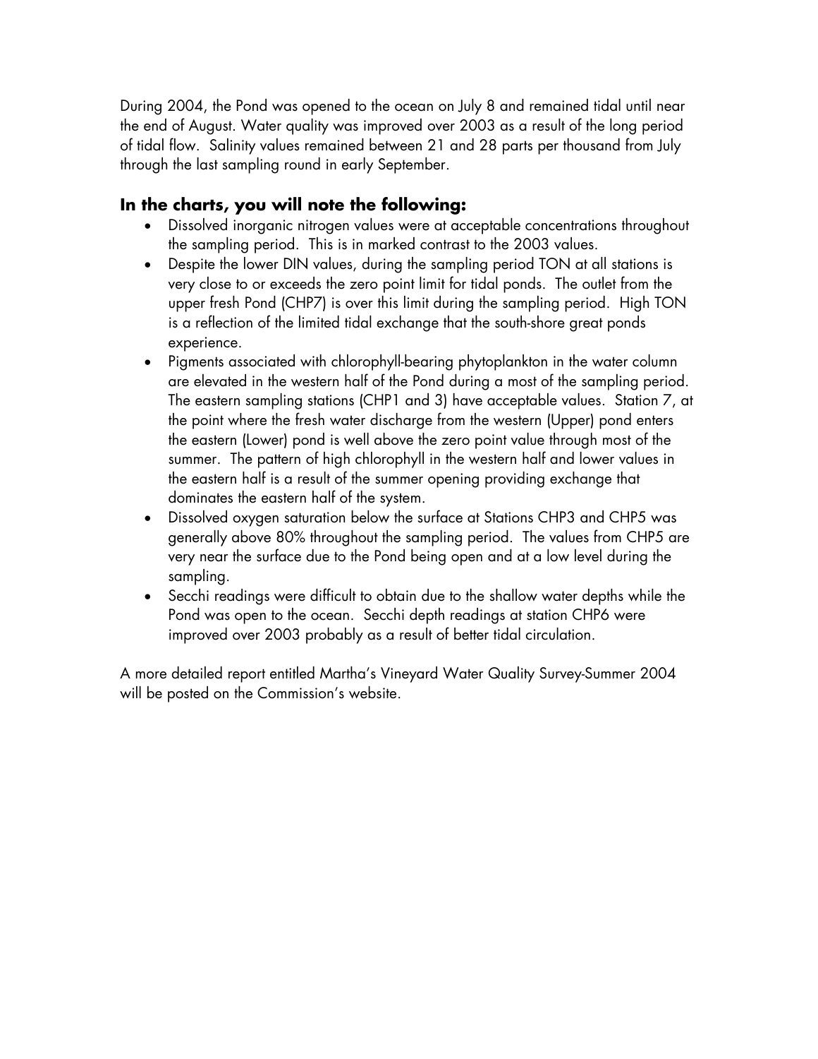During 2004, the Pond was opened to the ocean on July 8 and remained tidal until near the end of August. Water quality was improved over 2003 as a result of the long period of tidal flow. Salinity values remained between 21 and 28 parts per thousand from July through the last sampling round in early September.

## In the charts, you will note the following:

- Dissolved inorganic nitrogen values were at acceptable concentrations throughout the sampling period. This is in marked contrast to the 2003 values.
- Despite the lower DIN values, during the sampling period TON at all stations is very close to or exceeds the zero point limit for tidal ponds. The outlet from the upper fresh Pond (CHP7) is over this limit during the sampling period. High TON is a reflection of the limited tidal exchange that the south-shore great ponds experience.
- Pigments associated with chlorophyll-bearing phytoplankton in the water column are elevated in the western half of the Pond during a most of the sampling period. The eastern sampling stations (CHP1 and 3) have acceptable values. Station 7, at the point where the fresh water discharge from the western (Upper) pond enters the eastern (Lower) pond is well above the zero point value through most of the summer. The pattern of high chlorophyll in the western half and lower values in the eastern half is a result of the summer opening providing exchange that dominates the eastern half of the system.
- Dissolved oxygen saturation below the surface at Stations CHP3 and CHP5 was generally above 80% throughout the sampling period. The values from CHP5 are very near the surface due to the Pond being open and at a low level during the sampling.
- Secchi readings were difficult to obtain due to the shallow water depths while the Pond was open to the ocean. Secchi depth readings at station CHP6 were improved over 2003 probably as a result of better tidal circulation.

A more detailed report entitled Martha's Vineyard Water Quality Survey-Summer 2004 will be posted on the Commission's website.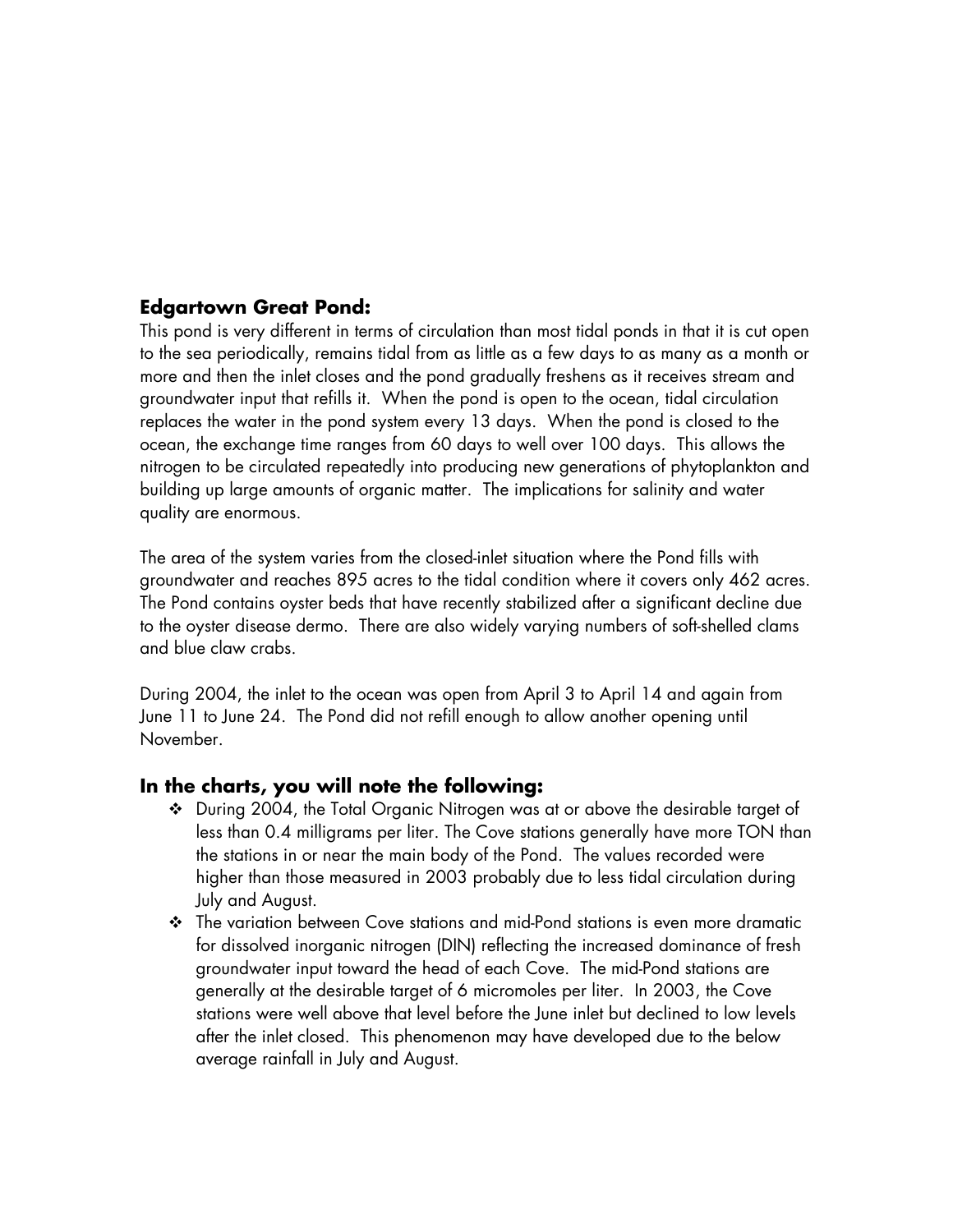## Edgartown Great Pond:

This pond is very different in terms of circulation than most tidal ponds in that it is cut open to the sea periodically, remains tidal from as little as a few days to as many as a month or more and then the inlet closes and the pond gradually freshens as it receives stream and groundwater input that refills it. When the pond is open to the ocean, tidal circulation replaces the water in the pond system every 13 days. When the pond is closed to the ocean, the exchange time ranges from 60 days to well over 100 days. This allows the nitrogen to be circulated repeatedly into producing new generations of phytoplankton and building up large amounts of organic matter. The implications for salinity and water quality are enormous.

The area of the system varies from the closed-inlet situation where the Pond fills with groundwater and reaches 895 acres to the tidal condition where it covers only 462 acres. The Pond contains oyster beds that have recently stabilized after a significant decline due to the oyster disease dermo. There are also widely varying numbers of soft-shelled clams and blue claw crabs.

During 2004, the inlet to the ocean was open from April 3 to April 14 and again from June 11 to June 24. The Pond did not refill enough to allow another opening until November.

### In the charts, you will note the following:

- During 2004, the Total Organic Nitrogen was at or above the desirable target of less than 0.4 milligrams per liter. The Cove stations generally have more TON than the stations in or near the main body of the Pond. The values recorded were higher than those measured in 2003 probably due to less tidal circulation during July and August.
- The variation between Cove stations and mid-Pond stations is even more dramatic for dissolved inorganic nitrogen (DIN) reflecting the increased dominance of fresh groundwater input toward the head of each Cove. The mid-Pond stations are generally at the desirable target of 6 micromoles per liter. In 2003, the Cove stations were well above that level before the June inlet but declined to low levels after the inlet closed. This phenomenon may have developed due to the below average rainfall in July and August.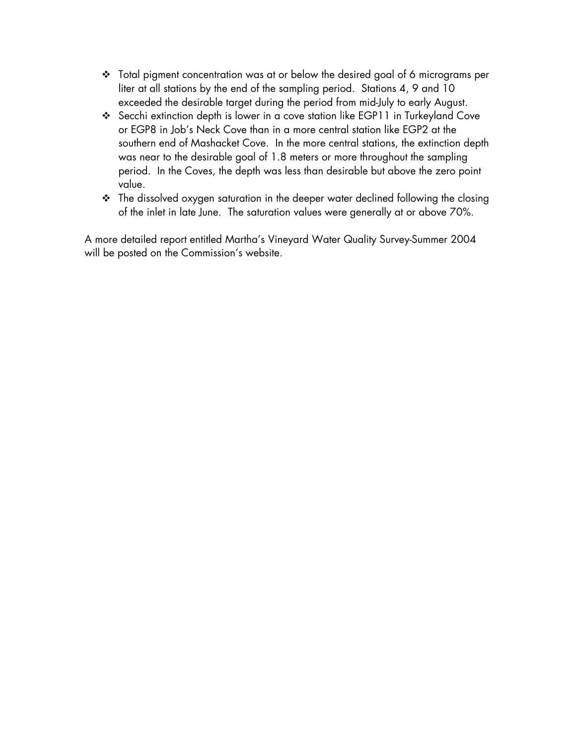- Total pigment concentration was at or below the desired goal of 6 micrograms per liter at all stations by the end of the sampling period. Stations 4, 9 and 10 exceeded the desirable target during the period from mid-July to early August.
- Secchi extinction depth is lower in a cove station like EGP11 in Turkeyland Cove or EGP8 in Job's Neck Cove than in a more central station like EGP2 at the southern end of Mashacket Cove. In the more central stations, the extinction depth was near to the desirable goal of 1.8 meters or more throughout the sampling period. In the Coves, the depth was less than desirable but above the zero point value.
- The dissolved oxygen saturation in the deeper water declined following the closing of the inlet in late June. The saturation values were generally at or above 70%.

A more detailed report entitled Martha's Vineyard Water Quality Survey-Summer 2004 will be posted on the Commission's website.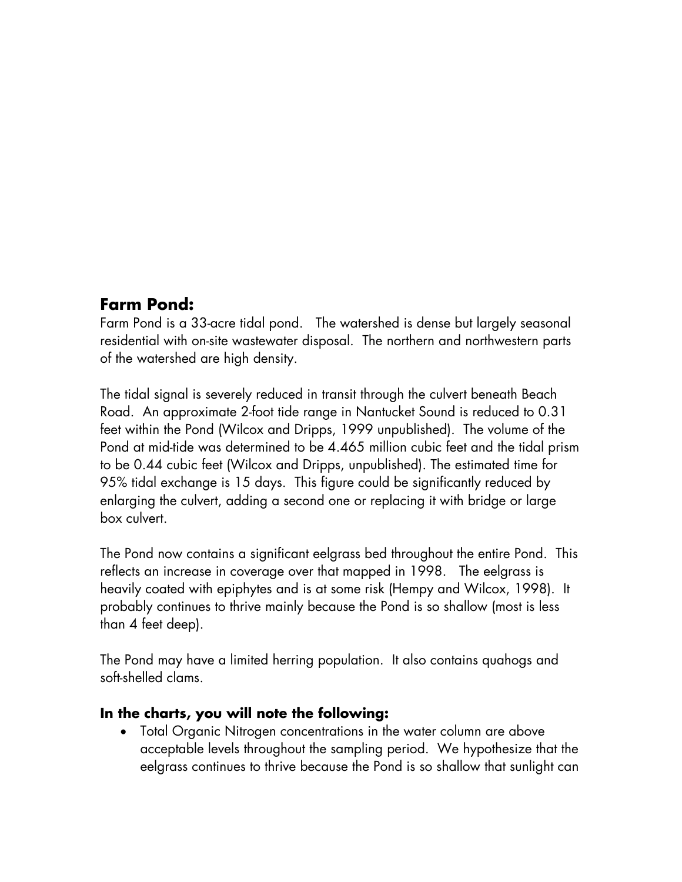## Farm Pond:

Farm Pond is a 33-acre tidal pond. The watershed is dense but largely seasonal residential with on-site wastewater disposal. The northern and northwestern parts of the watershed are high density.

The tidal signal is severely reduced in transit through the culvert beneath Beach Road. An approximate 2-foot tide range in Nantucket Sound is reduced to 0.31 feet within the Pond (Wilcox and Dripps, 1999 unpublished). The volume of the Pond at mid-tide was determined to be 4.465 million cubic feet and the tidal prism to be 0.44 cubic feet (Wilcox and Dripps, unpublished). The estimated time for 95% tidal exchange is 15 days. This figure could be significantly reduced by enlarging the culvert, adding a second one or replacing it with bridge or large box culvert.

The Pond now contains a significant eelgrass bed throughout the entire Pond. This reflects an increase in coverage over that mapped in 1998. The eelgrass is heavily coated with epiphytes and is at some risk (Hempy and Wilcox, 1998). It probably continues to thrive mainly because the Pond is so shallow (most is less than 4 feet deep).

The Pond may have a limited herring population. It also contains quahogs and soft-shelled clams.

### In the charts, you will note the following:

- Total Organic Nitrogen concentrations in the water column are above acceptable levels throughout the sampling period. We hypothesize that the eelgrass continues to thrive because the Pond is so shallow that sunlight can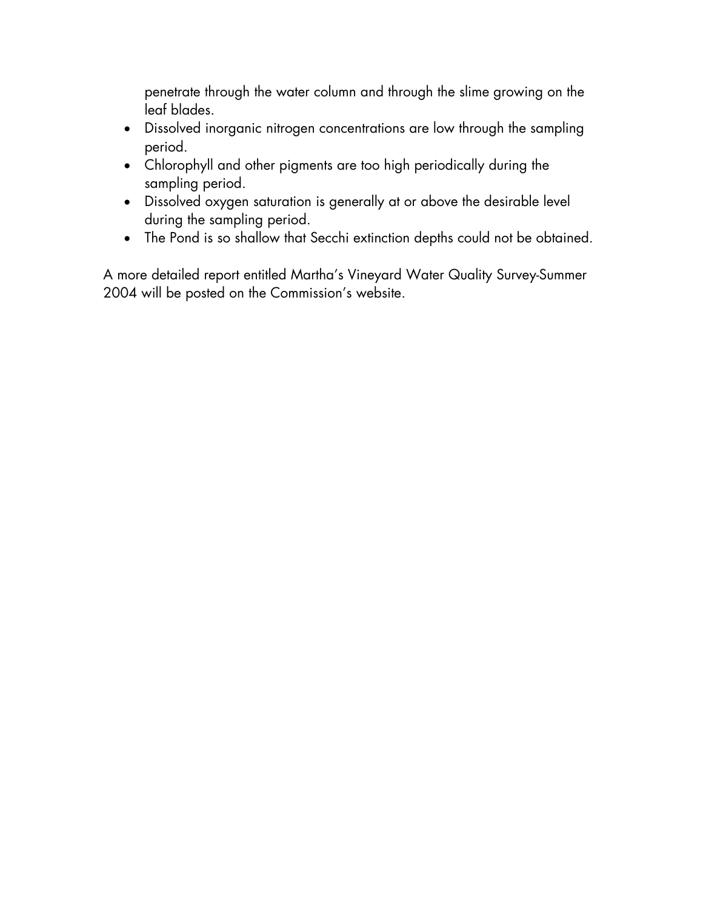penetrate through the water column and through the slime growing on the leaf blades.

- Dissolved inorganic nitrogen concentrations are low through the sampling period.
- Chlorophyll and other pigments are too high periodically during the sampling period.
- Dissolved oxygen saturation is generally at or above the desirable level during the sampling period.
- The Pond is so shallow that Secchi extinction depths could not be obtained.

A more detailed report entitled Martha's Vineyard Water Quality Survey-Summer 2004 will be posted on the Commission's website.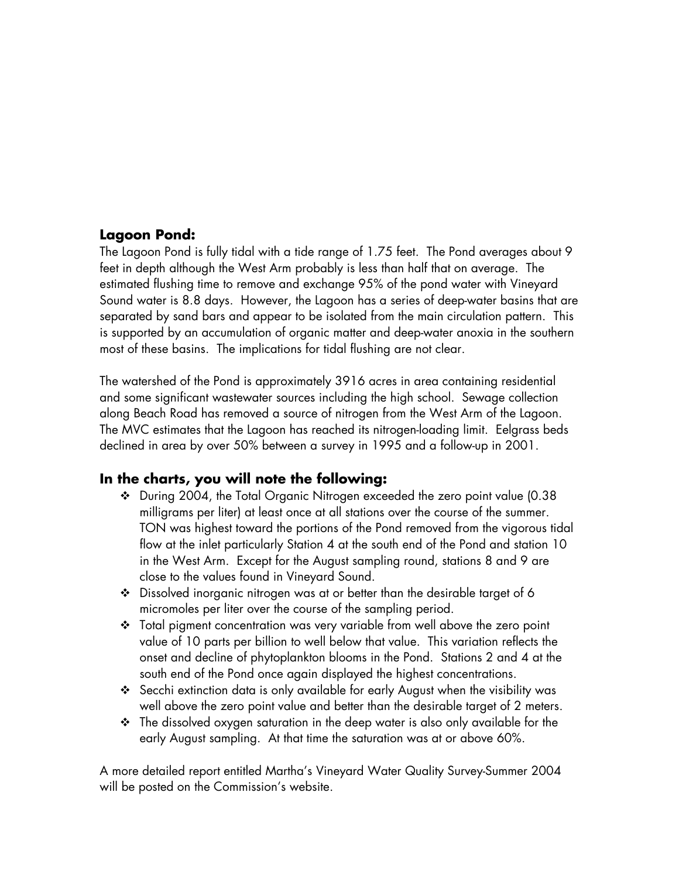## Lagoon Pond:

The Lagoon Pond is fully tidal with a tide range of 1.75 feet. The Pond averages about 9 feet in depth although the West Arm probably is less than half that on average. The estimated flushing time to remove and exchange 95% of the pond water with Vineyard Sound water is 8.8 days. However, the Lagoon has a series of deep-water basins that are separated by sand bars and appear to be isolated from the main circulation pattern. This is supported by an accumulation of organic matter and deep-water anoxia in the southern most of these basins. The implications for tidal flushing are not clear.

The watershed of the Pond is approximately 3916 acres in area containing residential and some significant wastewater sources including the high school. Sewage collection along Beach Road has removed a source of nitrogen from the West Arm of the Lagoon. The MVC estimates that the Lagoon has reached its nitrogen-loading limit. Eelgrass beds declined in area by over 50% between a survey in 1995 and a follow-up in 2001.

## In the charts, you will note the following:

- During 2004, the Total Organic Nitrogen exceeded the zero point value (0.38 milligrams per liter) at least once at all stations over the course of the summer. TON was highest toward the portions of the Pond removed from the vigorous tidal flow at the inlet particularly Station 4 at the south end of the Pond and station 10 in the West Arm. Except for the August sampling round, stations 8 and 9 are close to the values found in Vineyard Sound.
- Dissolved inorganic nitrogen was at or better than the desirable target of 6 micromoles per liter over the course of the sampling period.
- Total pigment concentration was very variable from well above the zero point value of 10 parts per billion to well below that value. This variation reflects the onset and decline of phytoplankton blooms in the Pond. Stations 2 and 4 at the south end of the Pond once again displayed the highest concentrations.
- Secchi extinction data is only available for early August when the visibility was well above the zero point value and better than the desirable target of 2 meters.
- The dissolved oxygen saturation in the deep water is also only available for the early August sampling. At that time the saturation was at or above 60%.

A more detailed report entitled Martha's Vineyard Water Quality Survey-Summer 2004 will be posted on the Commission's website.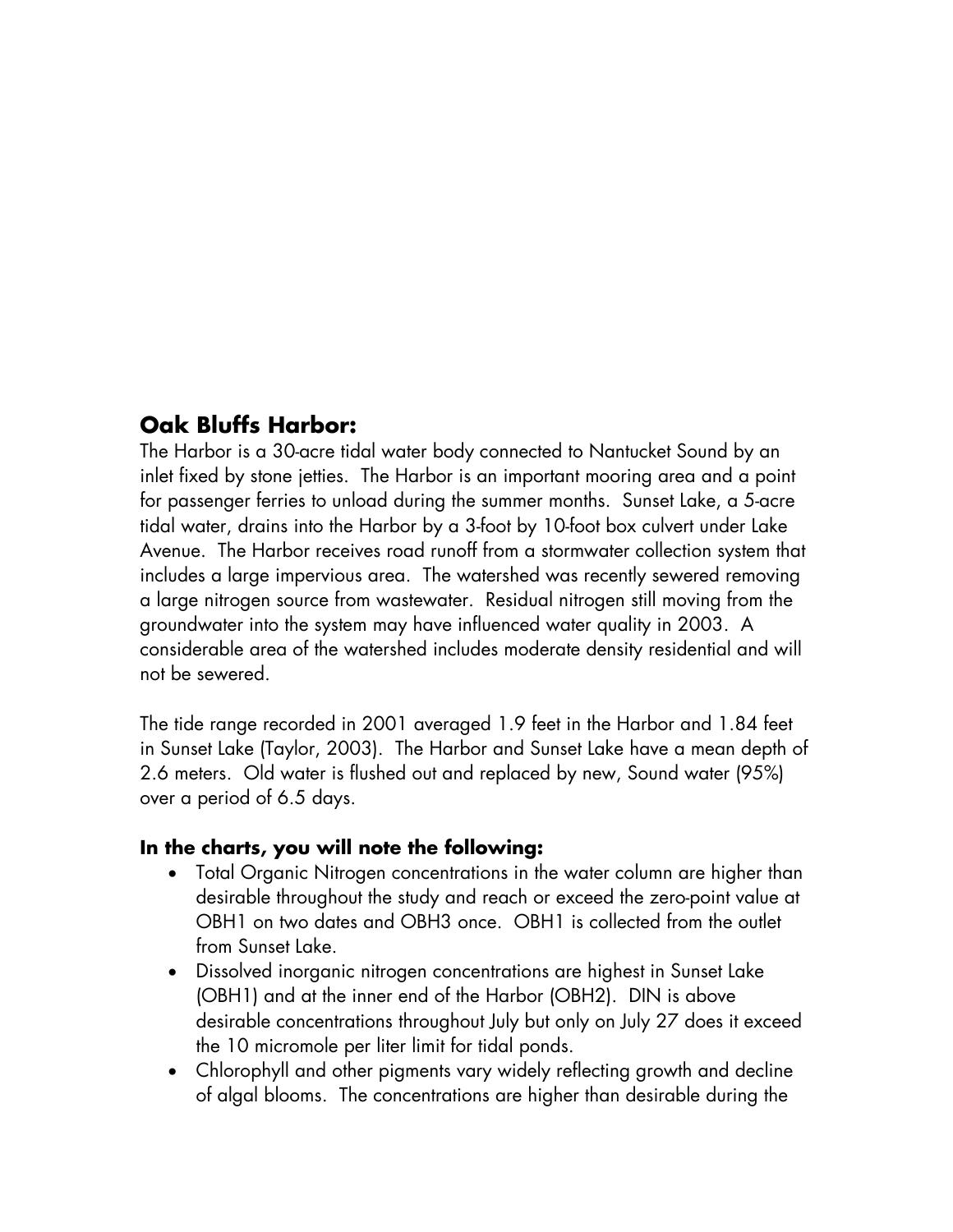## Oak Bluffs Harbor:

The Harbor is a 30-acre tidal water body connected to Nantucket Sound by an inlet fixed by stone jetties. The Harbor is an important mooring area and a point for passenger ferries to unload during the summer months. Sunset Lake, a 5-acre tidal water, drains into the Harbor by a 3-foot by 10-foot box culvert under Lake Avenue. The Harbor receives road runoff from a stormwater collection system that includes a large impervious area. The watershed was recently sewered removing a large nitrogen source from wastewater. Residual nitrogen still moving from the groundwater into the system may have influenced water quality in 2003. A considerable area of the watershed includes moderate density residential and will not be sewered.

The tide range recorded in 2001 averaged 1.9 feet in the Harbor and 1.84 feet in Sunset Lake (Taylor, 2003). The Harbor and Sunset Lake have a mean depth of 2.6 meters. Old water is flushed out and replaced by new, Sound water (95%) over a period of 6.5 days.

### In the charts, you will note the following:

- Total Organic Nitrogen concentrations in the water column are higher than desirable throughout the study and reach or exceed the zero-point value at OBH1 on two dates and OBH3 once. OBH1 is collected from the outlet from Sunset Lake.
- Dissolved inorganic nitrogen concentrations are highest in Sunset Lake (OBH1) and at the inner end of the Harbor (OBH2). DIN is above desirable concentrations throughout July but only on July 27 does it exceed the 10 micromole per liter limit for tidal ponds.
- Chlorophyll and other pigments vary widely reflecting growth and decline of algal blooms. The concentrations are higher than desirable during the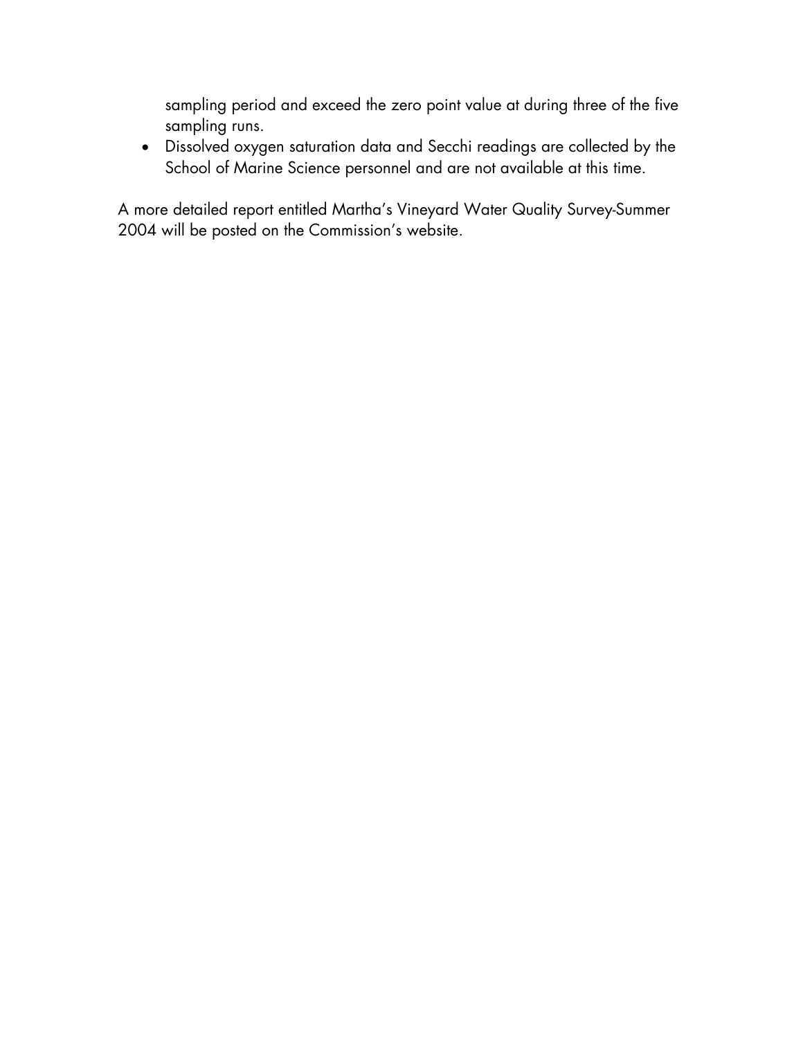sampling period and exceed the zero point value at during three of the five sampling runs.

- Dissolved oxygen saturation data and Secchi readings are collected by the School of Marine Science personnel and are not available at this time.

A more detailed report entitled Martha's Vineyard Water Quality Survey-Summer 2004 will be posted on the Commission's website.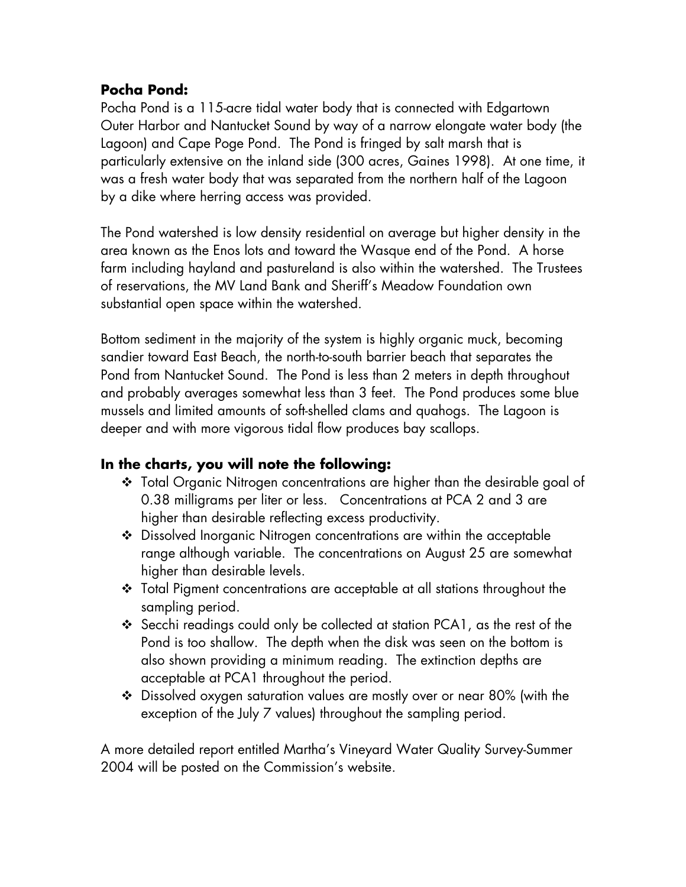## Pocha Pond:

Pocha Pond is a 115-acre tidal water body that is connected with Edgartown Outer Harbor and Nantucket Sound by way of a narrow elongate water body (the Lagoon) and Cape Poge Pond. The Pond is fringed by salt marsh that is particularly extensive on the inland side (300 acres, Gaines 1998). At one time, it was a fresh water body that was separated from the northern half of the Lagoon by a dike where herring access was provided.

The Pond watershed is low density residential on average but higher density in the area known as the Enos lots and toward the Wasque end of the Pond. A horse farm including hayland and pastureland is also within the watershed. The Trustees of reservations, the MV Land Bank and Sheriff's Meadow Foundation own substantial open space within the watershed.

Bottom sediment in the majority of the system is highly organic muck, becoming sandier toward East Beach, the north-to-south barrier beach that separates the Pond from Nantucket Sound. The Pond is less than 2 meters in depth throughout and probably averages somewhat less than 3 feet. The Pond produces some blue mussels and limited amounts of soft-shelled clams and quahogs. The Lagoon is deeper and with more vigorous tidal flow produces bay scallops.

### In the charts, you will note the following:

- Total Organic Nitrogen concentrations are higher than the desirable goal of 0.38 milligrams per liter or less. Concentrations at PCA 2 and 3 are higher than desirable reflecting excess productivity.
- Dissolved Inorganic Nitrogen concentrations are within the acceptable range although variable. The concentrations on August 25 are somewhat higher than desirable levels.
- Total Pigment concentrations are acceptable at all stations throughout the sampling period.
- Secchi readings could only be collected at station PCA1, as the rest of the Pond is too shallow. The depth when the disk was seen on the bottom is also shown providing a minimum reading. The extinction depths are acceptable at PCA1 throughout the period.
- Dissolved oxygen saturation values are mostly over or near 80% (with the exception of the July 7 values) throughout the sampling period.

A more detailed report entitled Martha's Vineyard Water Quality Survey-Summer 2004 will be posted on the Commission's website.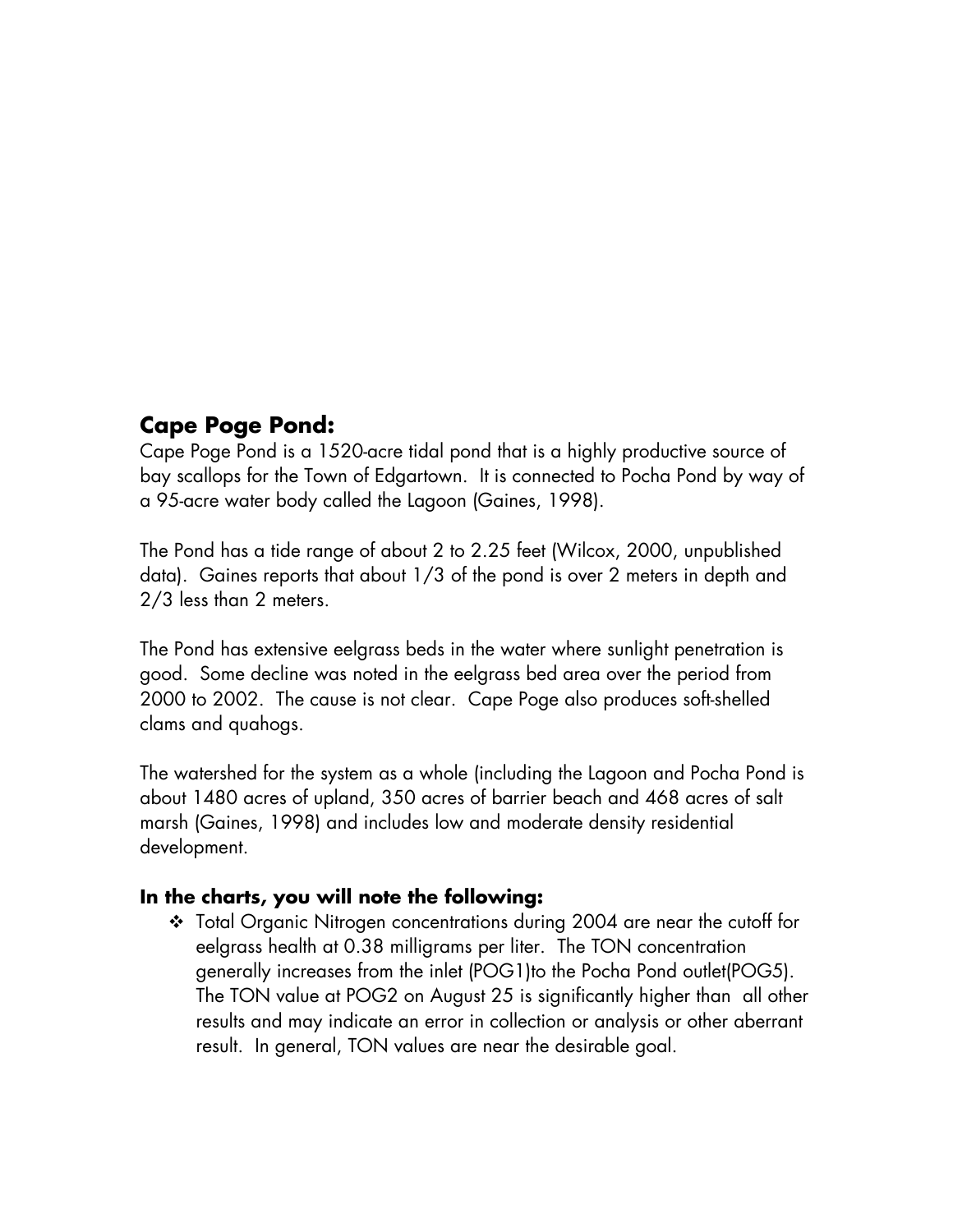## Cape Poge Pond:

Cape Poge Pond is a 1520-acre tidal pond that is a highly productive source of bay scallops for the Town of Edgartown. It is connected to Pocha Pond by way of a 95-acre water body called the Lagoon (Gaines, 1998).

The Pond has a tide range of about 2 to 2.25 feet (Wilcox, 2000, unpublished data). Gaines reports that about 1/3 of the pond is over 2 meters in depth and 2/3 less than 2 meters.

The Pond has extensive eelgrass beds in the water where sunlight penetration is good. Some decline was noted in the eelgrass bed area over the period from 2000 to 2002. The cause is not clear. Cape Poge also produces soft-shelled clams and quahogs.

The watershed for the system as a whole (including the Lagoon and Pocha Pond is about 1480 acres of upland, 350 acres of barrier beach and 468 acres of salt marsh (Gaines, 1998) and includes low and moderate density residential development.

### In the charts, you will note the following:

- Total Organic Nitrogen concentrations during 2004 are near the cutoff for eelgrass health at 0.38 milligrams per liter. The TON concentration generally increases from the inlet (POG1)to the Pocha Pond outlet(POG5). The TON value at POG2 on August 25 is significantly higher than all other results and may indicate an error in collection or analysis or other aberrant result. In general, TON values are near the desirable goal.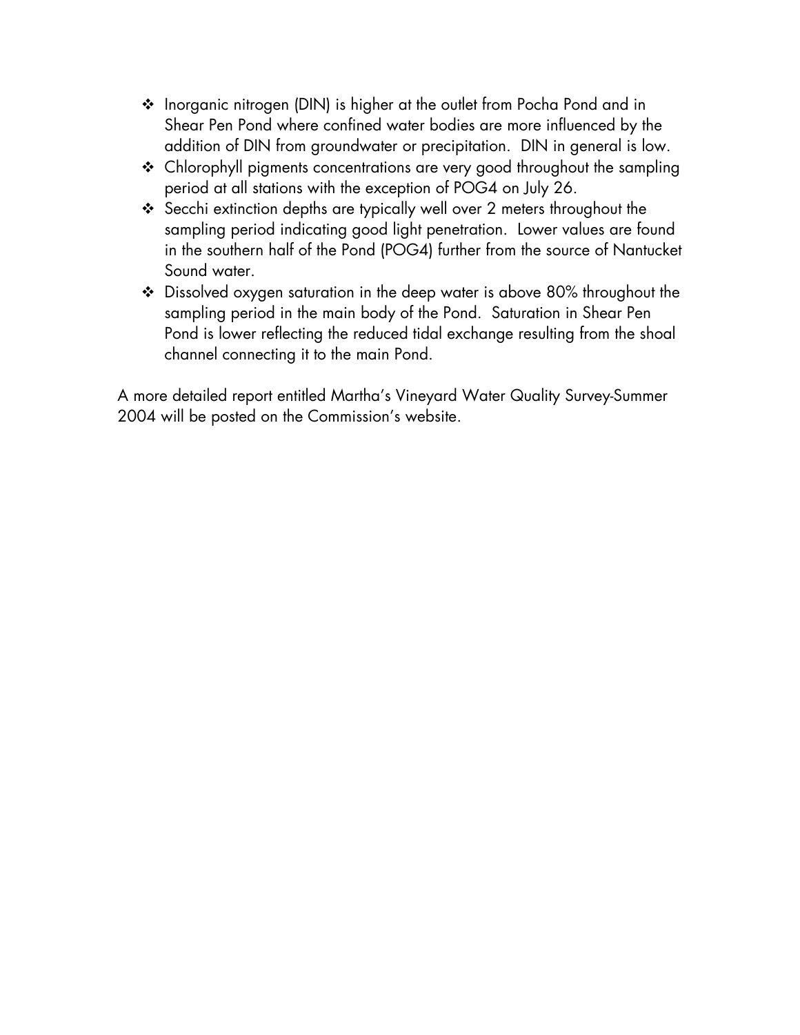- Inorganic nitrogen (DIN) is higher at the outlet from Pocha Pond and in Shear Pen Pond where confined water bodies are more influenced by the addition of DIN from groundwater or precipitation. DIN in general is low.
- Chlorophyll pigments concentrations are very good throughout the sampling period at all stations with the exception of POG4 on July 26.
- Secchi extinction depths are typically well over 2 meters throughout the sampling period indicating good light penetration. Lower values are found in the southern half of the Pond (POG4) further from the source of Nantucket Sound water.
- Dissolved oxygen saturation in the deep water is above 80% throughout the sampling period in the main body of the Pond. Saturation in Shear Pen Pond is lower reflecting the reduced tidal exchange resulting from the shoal channel connecting it to the main Pond.

A more detailed report entitled Martha's Vineyard Water Quality Survey-Summer 2004 will be posted on the Commission's website.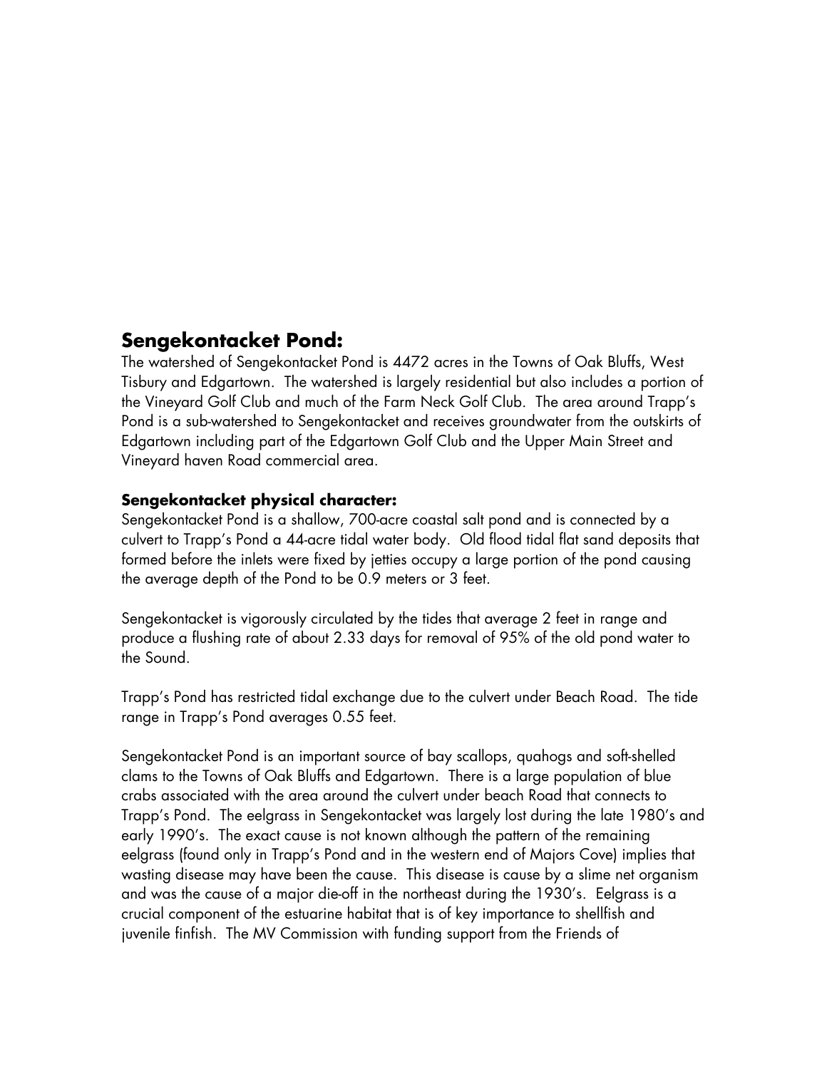## Sengekontacket Pond:

The watershed of Sengekontacket Pond is 4472 acres in the Towns of Oak Bluffs, West Tisbury and Edgartown. The watershed is largely residential but also includes a portion of the Vineyard Golf Club and much of the Farm Neck Golf Club. The area around Trapp's Pond is a sub-watershed to Sengekontacket and receives groundwater from the outskirts of Edgartown including part of the Edgartown Golf Club and the Upper Main Street and Vineyard haven Road commercial area.

### Sengekontacket physical character:

Sengekontacket Pond is a shallow, 700-acre coastal salt pond and is connected by a culvert to Trapp's Pond a 44-acre tidal water body. Old flood tidal flat sand deposits that formed before the inlets were fixed by jetties occupy a large portion of the pond causing the average depth of the Pond to be 0.9 meters or 3 feet.

Sengekontacket is vigorously circulated by the tides that average 2 feet in range and produce a flushing rate of about 2.33 days for removal of 95% of the old pond water to the Sound.

Trapp's Pond has restricted tidal exchange due to the culvert under Beach Road. The tide range in Trapp's Pond averages 0.55 feet.

Sengekontacket Pond is an important source of bay scallops, quahogs and soft-shelled clams to the Towns of Oak Bluffs and Edgartown. There is a large population of blue crabs associated with the area around the culvert under beach Road that connects to Trapp's Pond. The eelgrass in Sengekontacket was largely lost during the late 1980's and early 1990's. The exact cause is not known although the pattern of the remaining eelgrass (found only in Trapp's Pond and in the western end of Majors Cove) implies that wasting disease may have been the cause. This disease is cause by a slime net organism and was the cause of a major die-off in the northeast during the 1930's. Eelgrass is a crucial component of the estuarine habitat that is of key importance to shellfish and juvenile finfish. The MV Commission with funding support from the Friends of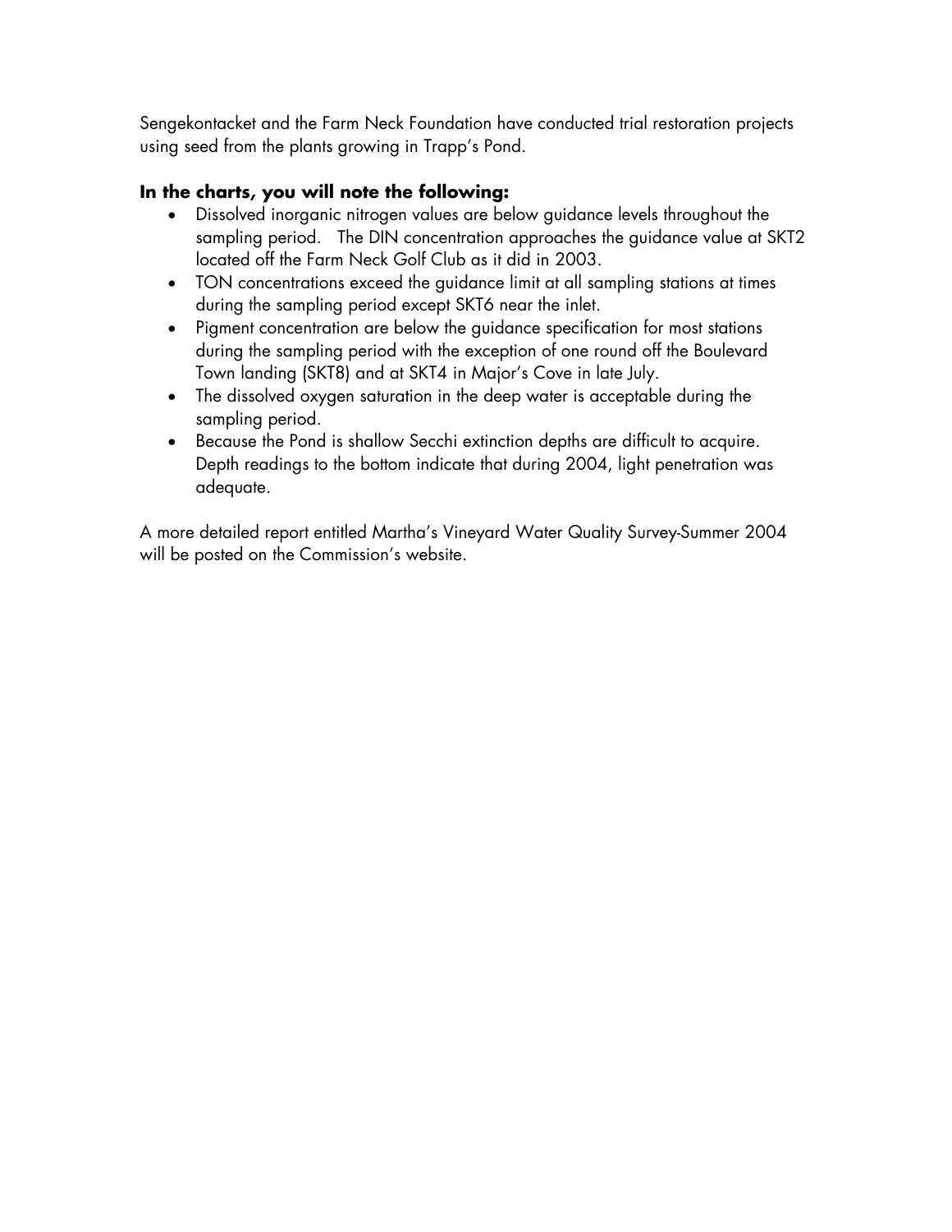Sengekontacket and the Farm Neck Foundation have conducted trial restoration projects using seed from the plants growing in Trapp's Pond.

**In the charts, you will note the following:**

- Dissolved inorganic nitrogen values are below guidance levels throughout the sampling period. The DIN concentration approaches the guidance value at SKT2 located off the Farm Neck Golf Club as it did in 2003.
- TON concentrations exceed the guidance limit at all sampling stations at times during the sampling period except SKT6 near the inlet.
- Pigment concentration are below the guidance specification for most stations during the sampling period with the exception of one round off the Boulevard Town landing (SKT8) and at SKT4 in Major's Cove in late July.
- The dissolved oxygen saturation in the deep water is acceptable during the sampling period.
- Because the Pond is shallow Secchi extinction depths are difficult to acquire. Depth readings to the bottom indicate that during 2004, light penetration was adequate.

A more detailed report entitled Martha's Vineyard Water Quality Survey-Summer 2004 will be posted on the Commission's website.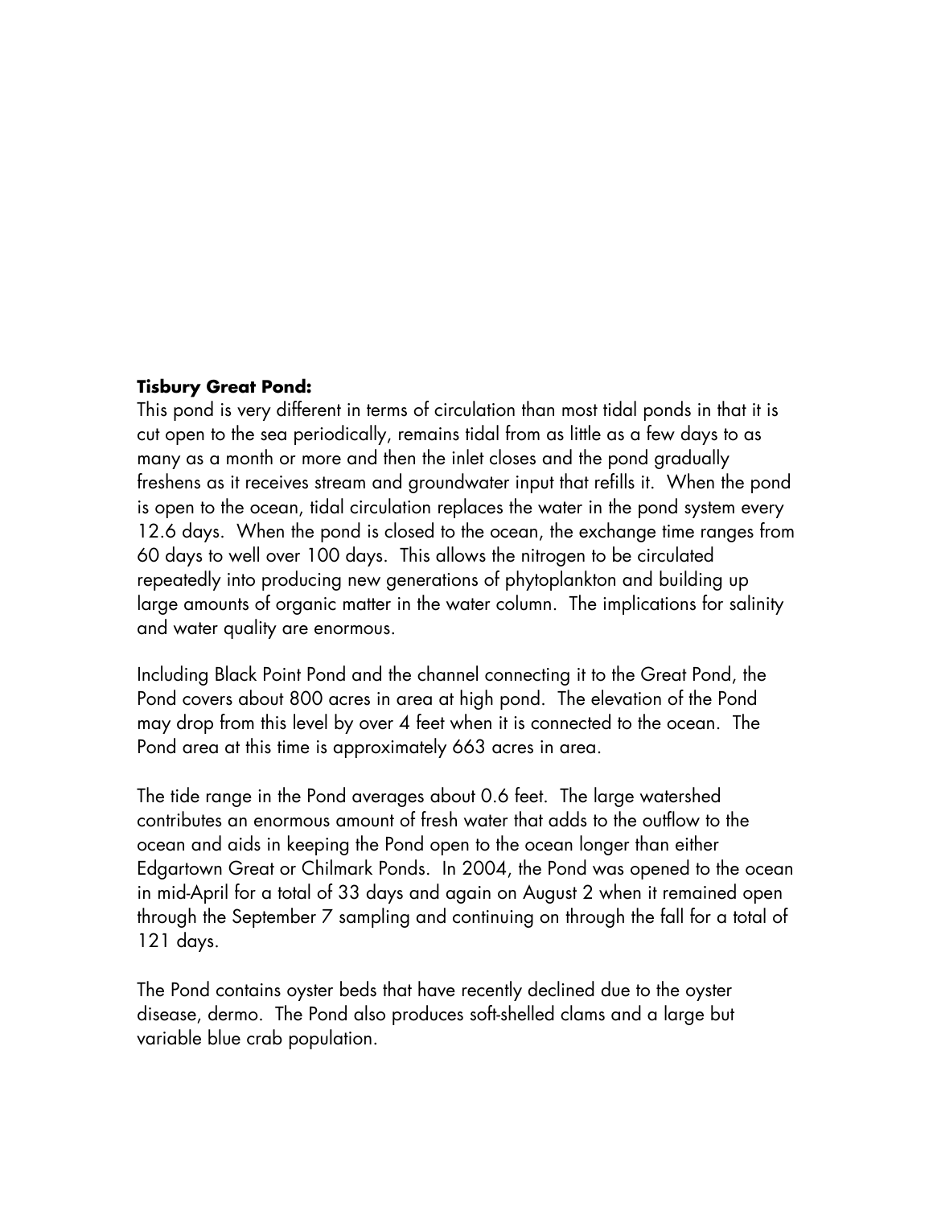**Tisbury Great Pond:**

This pond is very different in terms of circulation than most tidal ponds in that it is cut open to the sea periodically, remains tidal from as little as a few days to as many as a month or more and then the inlet closes and the pond gradually freshens as it receives stream and groundwater input that refills it. When the pond is open to the ocean, tidal circulation replaces the water in the pond system every 12.6 days. When the pond is closed to the ocean, the exchange time ranges from 60 days to well over 100 days. This allows the nitrogen to be circulated repeatedly into producing new generations of phytoplankton and building up large amounts of organic matter in the water column. The implications for salinity and water quality are enormous.

Including Black Point Pond and the channel connecting it to the Great Pond, the Pond covers about 800 acres in area at high pond. The elevation of the Pond may drop from this level by over 4 feet when it is connected to the ocean. The Pond area at this time is approximately 663 acres in area.

The tide range in the Pond averages about 0.6 feet. The large watershed contributes an enormous amount of fresh water that adds to the outflow to the ocean and aids in keeping the Pond open to the ocean longer than either Edgartown Great or Chilmark Ponds. In 2004, the Pond was opened to the ocean in mid-April for a total of 33 days and again on August 2 when it remained open through the September 7 sampling and continuing on through the fall for a total of 121 days.

The Pond contains oyster beds that have recently declined due to the oyster disease, dermo. The Pond also produces soft-shelled clams and a large but variable blue crab population.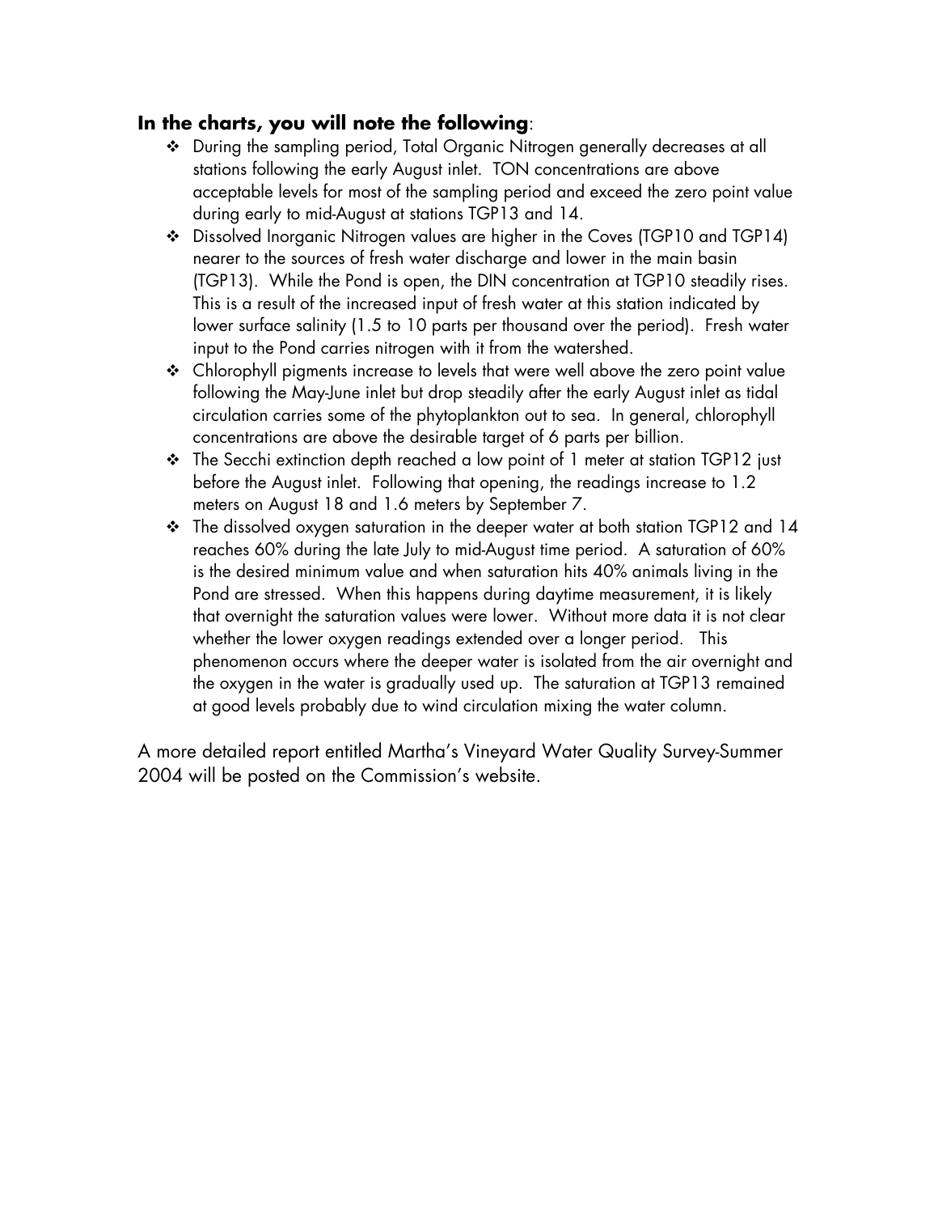**In the charts, you will note the following**:

- During the sampling period, Total Organic Nitrogen generally decreases at all stations following the early August inlet. TON concentrations are above acceptable levels for most of the sampling period and exceed the zero point value during early to mid-August at stations TGP13 and 14.
- Dissolved Inorganic Nitrogen values are higher in the Coves (TGP10 and TGP14) nearer to the sources of fresh water discharge and lower in the main basin (TGP13). While the Pond is open, the DIN concentration at TGP10 steadily rises. This is a result of the increased input of fresh water at this station indicated by lower surface salinity (1.5 to 10 parts per thousand over the period). Fresh water input to the Pond carries nitrogen with it from the watershed.
- Chlorophyll pigments increase to levels that were well above the zero point value following the May-June inlet but drop steadily after the early August inlet as tidal circulation carries some of the phytoplankton out to sea. In general, chlorophyll concentrations are above the desirable target of 6 parts per billion.
- The Secchi extinction depth reached a low point of 1 meter at station TGP12 just before the August inlet. Following that opening, the readings increase to 1.2 meters on August 18 and 1.6 meters by September 7.
- The dissolved oxygen saturation in the deeper water at both station TGP12 and 14 reaches 60% during the late July to mid-August time period. A saturation of 60% is the desired minimum value and when saturation hits 40% animals living in the Pond are stressed. When this happens during daytime measurement, it is likely that overnight the saturation values were lower. Without more data it is not clear whether the lower oxygen readings extended over a longer period. This phenomenon occurs where the deeper water is isolated from the air overnight and the oxygen in the water is gradually used up. The saturation at TGP13 remained at good levels probably due to wind circulation mixing the water column.

A more detailed report entitled Martha's Vineyard Water Quality Survey-Summer 2004 will be posted on the Commission's website.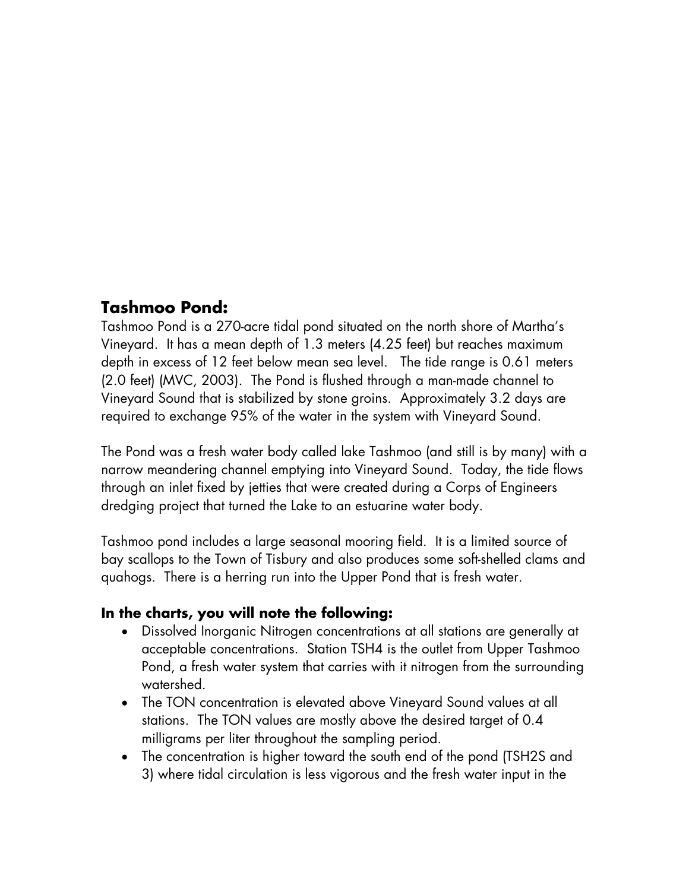## Tashmoo Pond:

Tashmoo Pond is a 270-acre tidal pond situated on the north shore of Martha's Vineyard. It has a mean depth of 1.3 meters (4.25 feet) but reaches maximum depth in excess of 12 feet below mean sea level. The tide range is 0.61 meters (2.0 feet) (MVC, 2003). The Pond is flushed through a man-made channel to Vineyard Sound that is stabilized by stone groins. Approximately 3.2 days are required to exchange 95% of the water in the system with Vineyard Sound.

The Pond was a fresh water body called lake Tashmoo (and still is by many) with a narrow meandering channel emptying into Vineyard Sound. Today, the tide flows through an inlet fixed by jetties that were created during a Corps of Engineers dredging project that turned the Lake to an estuarine water body.

Tashmoo pond includes a large seasonal mooring field. It is a limited source of bay scallops to the Town of Tisbury and also produces some soft-shelled clams and quahogs. There is a herring run into the Upper Pond that is fresh water.

**In the charts, you will note the following:**

- Dissolved Inorganic Nitrogen concentrations at all stations are generally at acceptable concentrations. Station TSH4 is the outlet from Upper Tashmoo Pond, a fresh water system that carries with it nitrogen from the surrounding watershed.
- The TON concentration is elevated above Vineyard Sound values at all stations. The TON values are mostly above the desired target of 0.4 milligrams per liter throughout the sampling period.
- The concentration is higher toward the south end of the pond (TSH2S and 3) where tidal circulation is less vigorous and the fresh water input in the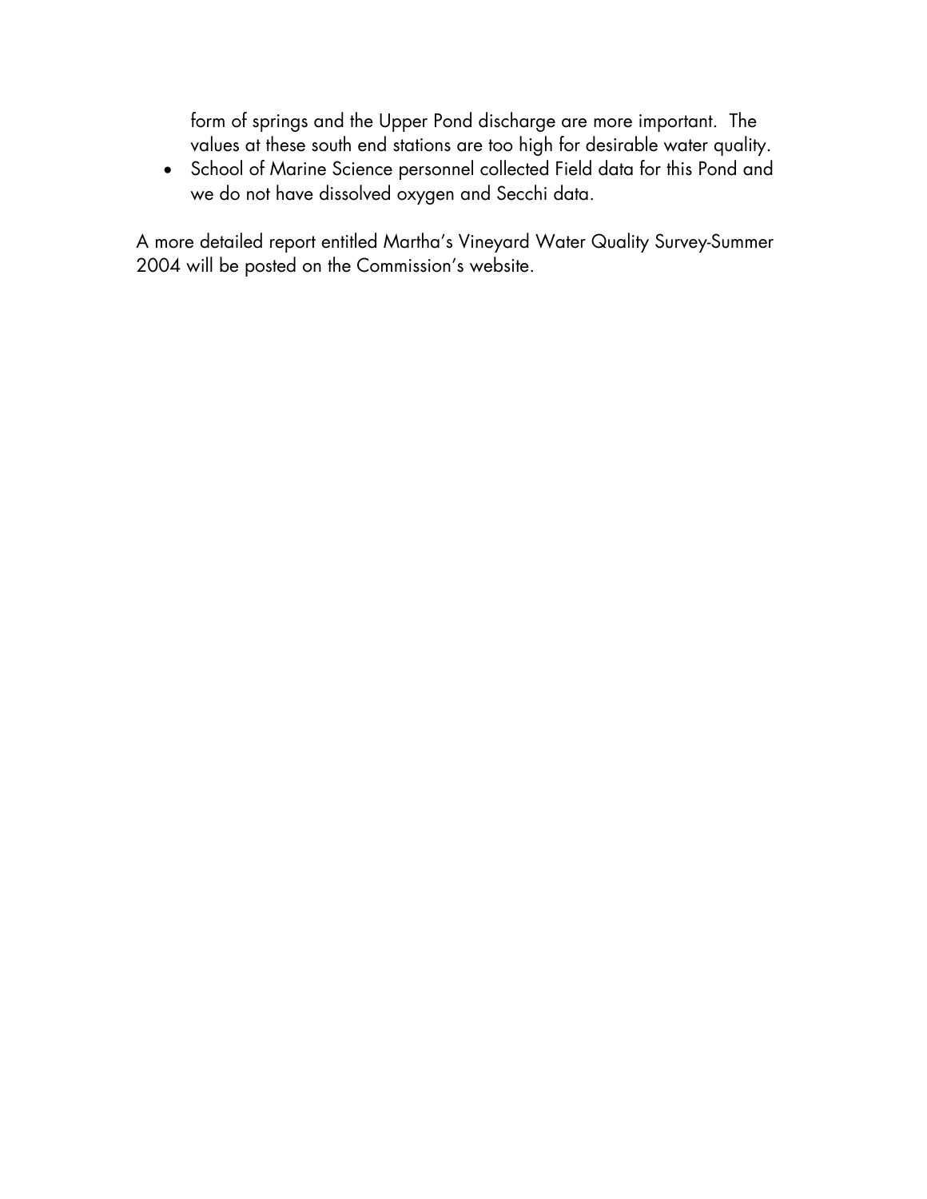form of springs and the Upper Pond discharge are more important. The values at these south end stations are too high for desirable water quality.

- School of Marine Science personnel collected Field data for this Pond and we do not have dissolved oxygen and Secchi data.

A more detailed report entitled Martha's Vineyard Water Quality Survey-Summer 2004 will be posted on the Commission's website.